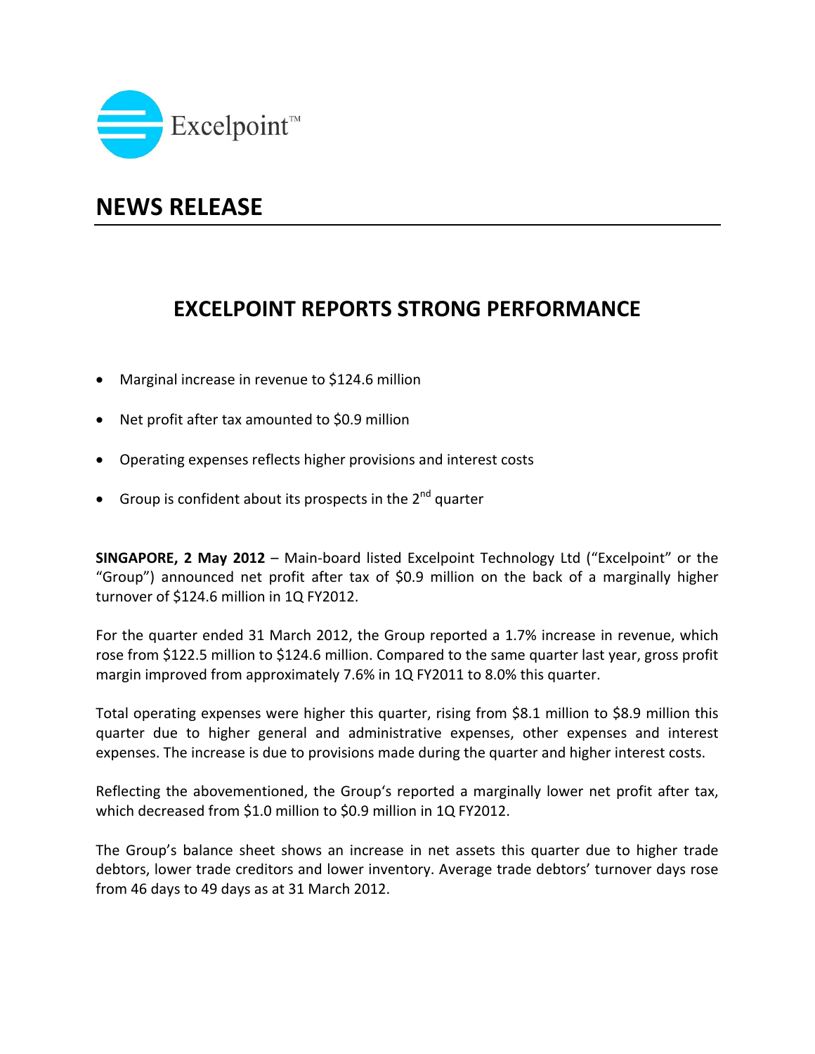Excelpoint™

# NEWS RELEASE

## EXCELPOINT REPORTS STRONG PERFORMANCE

- Marginal increase in revenue to $124.6 million
- Net profit after tax amounted to $0.9 million
- Operating expenses reflects higher provisions and interest costs
- Group is confident about its prospects in the 2nd quarter

**SINGAPORE, 2 May 2012** – Main-board listed Excelpoint Technology Ltd ("Excelpoint" or the "Group") announced net profit after tax of $0.9 million on the back of a marginally higher turnover of $124.6 million in 1Q FY2012.

For the quarter ended 31 March 2012, the Group reported a 1.7% increase in revenue, which rose from $122.5 million to $124.6 million. Compared to the same quarter last year, gross profit margin improved from approximately 7.6% in 1Q FY2011 to 8.0% this quarter.

Total operating expenses were higher this quarter, rising from $8.1 million to $8.9 million this quarter due to higher general and administrative expenses, other expenses and interest expenses. The increase is due to provisions made during the quarter and higher interest costs.

Reflecting the abovementioned, the Group's reported a marginally lower net profit after tax, which decreased from $1.0 million to $0.9 million in 1Q FY2012.

The Group's balance sheet shows an increase in net assets this quarter due to higher trade debtors, lower trade creditors and lower inventory. Average trade debtors' turnover days rose from 46 days to 49 days as at 31 March 2012.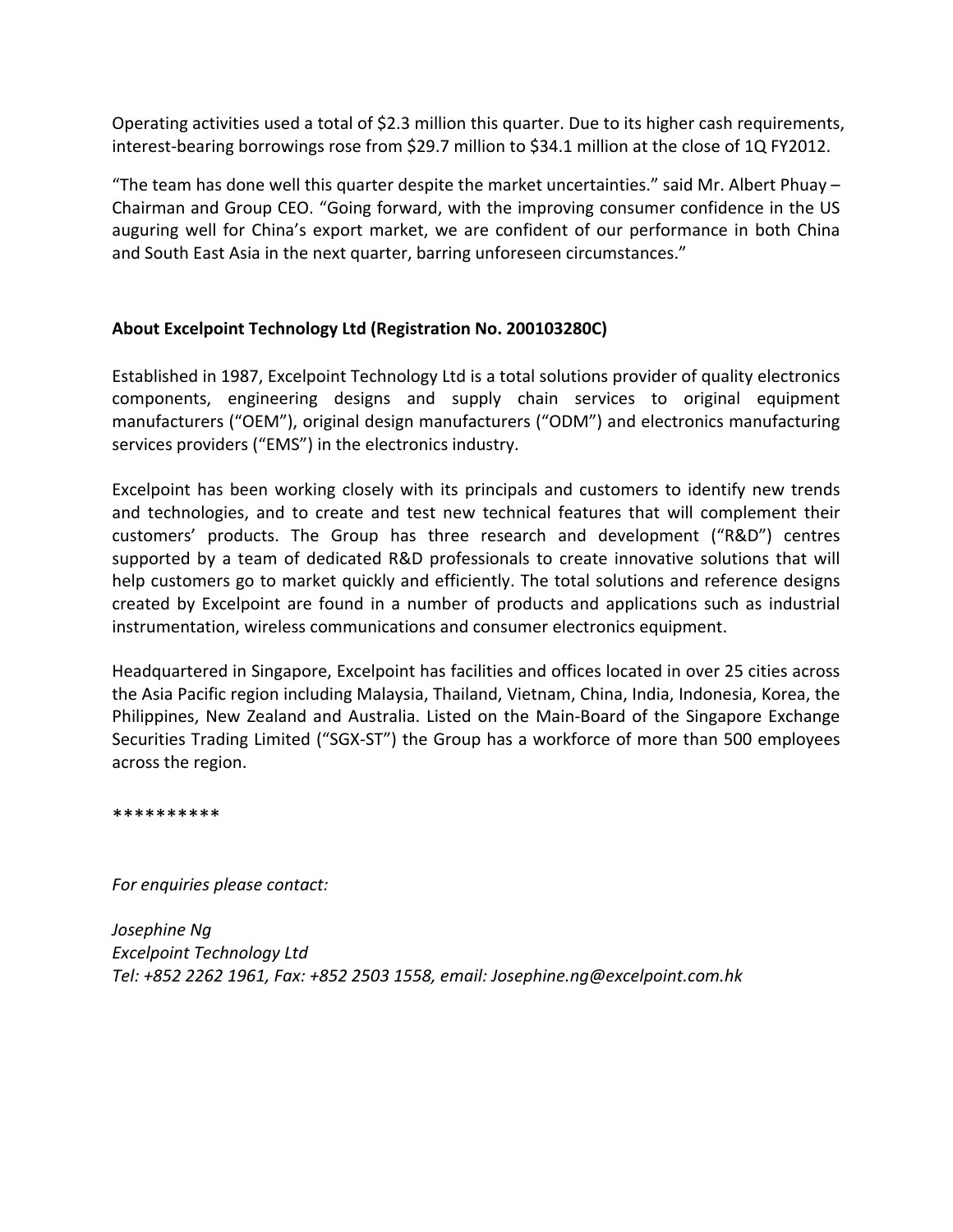Operating activities used a total of $2.3 million this quarter. Due to its higher cash requirements, interest-bearing borrowings rose from $29.7 million to $34.1 million at the close of 1Q FY2012.

"The team has done well this quarter despite the market uncertainties." said Mr. Albert Phuay – Chairman and Group CEO. "Going forward, with the improving consumer confidence in the US auguring well for China's export market, we are confident of our performance in both China and South East Asia in the next quarter, barring unforeseen circumstances."

**About Excelpoint Technology Ltd (Registration No. 200103280C)**

Established in 1987, Excelpoint Technology Ltd is a total solutions provider of quality electronics components, engineering designs and supply chain services to original equipment manufacturers ("OEM"), original design manufacturers ("ODM") and electronics manufacturing services providers ("EMS") in the electronics industry.

Excelpoint has been working closely with its principals and customers to identify new trends and technologies, and to create and test new technical features that will complement their customers' products. The Group has three research and development ("R&D") centres supported by a team of dedicated R&D professionals to create innovative solutions that will help customers go to market quickly and efficiently. The total solutions and reference designs created by Excelpoint are found in a number of products and applications such as industrial instrumentation, wireless communications and consumer electronics equipment.

Headquartered in Singapore, Excelpoint has facilities and offices located in over 25 cities across the Asia Pacific region including Malaysia, Thailand, Vietnam, China, India, Indonesia, Korea, the Philippines, New Zealand and Australia. Listed on the Main-Board of the Singapore Exchange Securities Trading Limited ("SGX-ST") the Group has a workforce of more than 500 employees across the region.

**********

*For enquiries please contact:*

*Josephine Ng*
*Excelpoint Technology Ltd*
*Tel: +852 2262 1961, Fax: +852 2503 1558, email: Josephine.ng@excelpoint.com.hk*